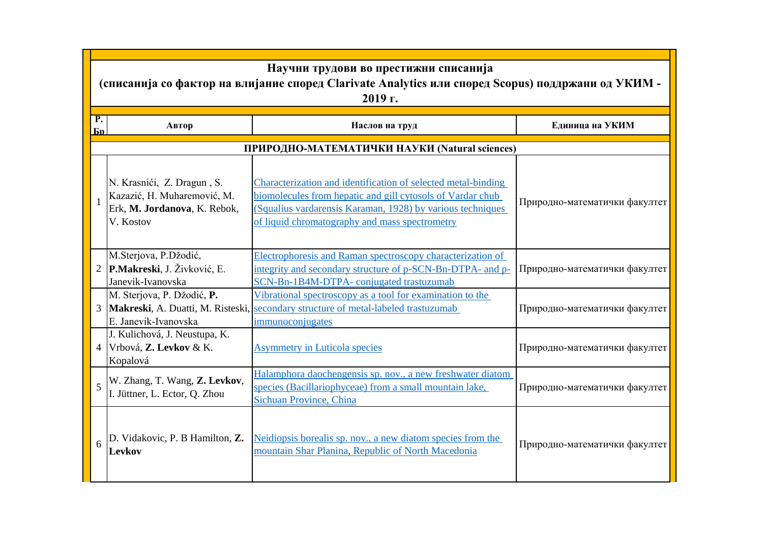**Научни трудови во престижни списанија**
**(списанија со фактор на влијание според Clarivate Analytics или според Scopus) поддржани од УКИМ - 2019 г.**

| Р. Бр | Автор | Наслов на труд | Единица на УКИМ |
|---|---|---|---|
| | | **ПРИРОДНО-МАТЕМАТИЧКИ НАУКИ (Natural sciences)** | |
| 1 | N. Krasnići, Z. Dragun , S. Kazazić, H. Muharemović, M. Erk, **M. Jordanova**, K. Rebok, V. Kostov | Characterization and identification of selected metal-binding biomolecules from hepatic and gill cytosols of Vardar chub (Squalius vardarensis Karaman, 1928) by various techniques of liquid chromatography and mass spectrometry | Природно-математички факултет |
| 2 | M.Sterjova, P.Džodić, **P.Makreski**, J. Živković, E. Janevik-Ivanovska | Electrophoresis and Raman spectroscopy characterization of integrity and secondary structure of p-SCN-Bn-DTPA- and p-SCN-Bn-1B4M-DTPA- conjugated trastuzumab | Природно-математички факултет |
| 3 | M. Sterjova, P. Džodić, **P. Makreski**, A. Duatti, M. Risteski, E. Janevik-Ivanovska | Vibrational spectroscopy as a tool for examination to the secondary structure of metal-labeled trastuzumab immunoconjugates | Природно-математички факултет |
| 4 | J. Kulichová, J. Neustupa, K. Vrbová, **Z. Levkov** & K. Kopalová | Asymmetry in Luticola species | Природно-математички факултет |
| 5 | W. Zhang, T. Wang, **Z. Levkov**, I. Jüttner, L. Ector, Q. Zhou | Halamphora daochengensis sp. nov., a new freshwater diatom species (Bacillariophyceae) from a small mountain lake, Sichuan Province, China | Природно-математички факултет |
| 6 | D. Vidakovic, P. B Hamilton, **Z. Levkov** | Neidiopsis borealis sp. nov., a new diatom species from the mountain Shar Planina, Republic of North Macedonia | Природно-математички факултет |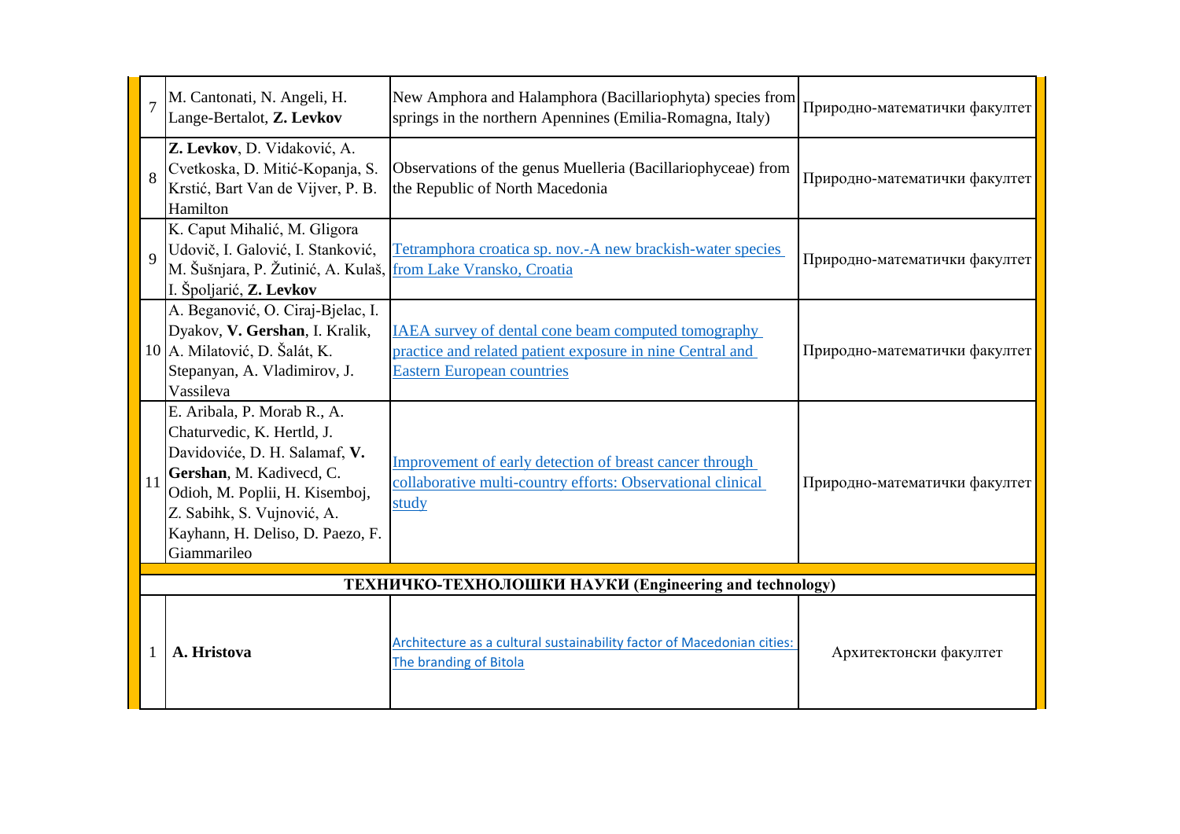| | | | |
|---|---|---|---|
| 7 | M. Cantonati, N. Angeli, H. Lange-Bertalot, **Z. Levkov** | New Amphora and Halamphora (Bacillariophyta) species from springs in the northern Apennines (Emilia-Romagna, Italy) | Природно-математички факултет |
| 8 | **Z. Levkov**, D. Vidaković, A. Cvetkoska, D. Mitić-Kopanja, S. Krstić, Bart Van de Vijver, P. B. Hamilton | Observations of the genus Muelleria (Bacillariophyceae) from the Republic of North Macedonia | Природно-математички факултет |
| 9 | K. Caput Mihalić, M. Gligora Udovič, I. Galović, I. Stanković, M. Šušnjara, P. Žutinić, A. Kulaš, I. Špoljarić, **Z. Levkov** | Tetramphora croatica sp. nov.-A new brackish-water species from Lake Vransko, Croatia | Природно-математички факултет |
| 10 | A. Beganović, O. Ciraj-Bjelac, I. Dyakov, **V. Gershan**, I. Kralik, A. Milatović, D. Šalát, K. Stepanyan, A. Vladimirov, J. Vassileva | IAEA survey of dental cone beam computed tomography practice and related patient exposure in nine Central and Eastern European countries | Природно-математички факултет |
| 11 | E. Aribala, P. Morab R., A. Chaturvedic, K. Hertld, J. Davidoviće, D. H. Salamaf, **V. Gershan**, M. Kadivecd, C. Odioh, M. Poplii, H. Kisemboj, Z. Sabihk, S. Vujnović, A. Kayhann, H. Deliso, D. Paezo, F. Giammarileo | Improvement of early detection of breast cancer through collaborative multi-country efforts: Observational clinical study | Природно-математички факултет |
| | | **ТЕХНИЧКО-ТЕХНОЛОШКИ НАУКИ (Engineering and technology)** | |
| 1 | **A. Hristova** | Architecture as a cultural sustainability factor of Macedonian cities: The branding of Bitola | Архитектонски факултет |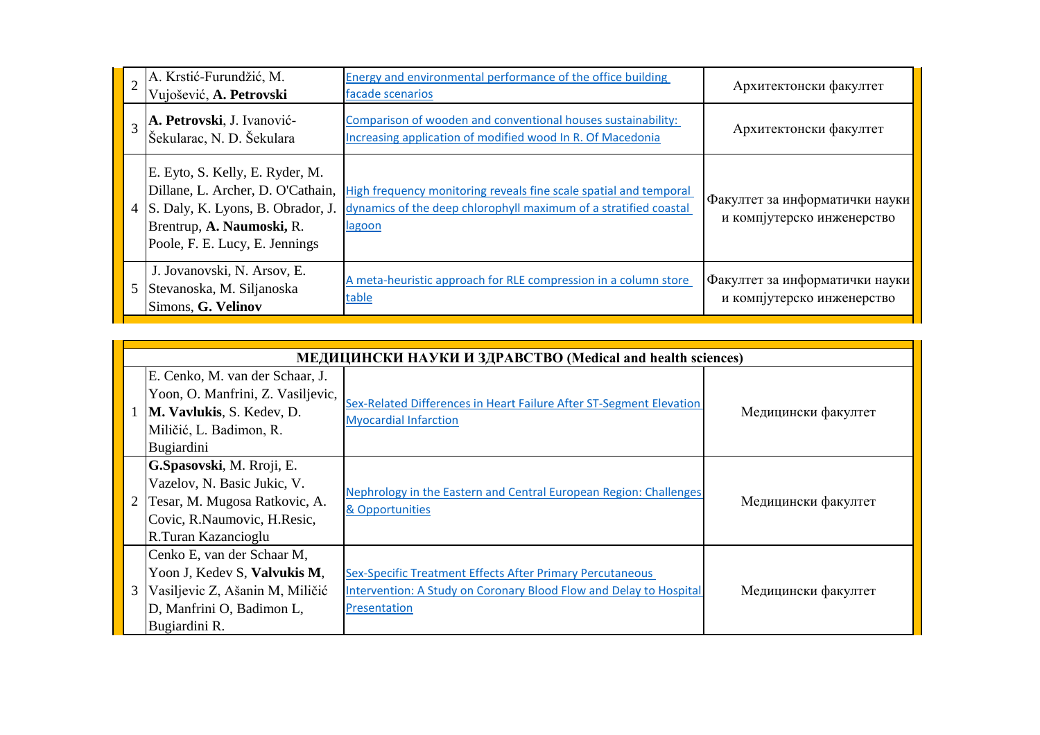| | | | |
|---|---|---|---|
| 2 | A. Krstić-Furundžić, M. Vujošević, **A. Petrovski** | Energy and environmental performance of the office building facade scenarios | Архитектонски факултет |
| 3 | **A. Petrovski**, J. Ivanović-Šekularac, N. D. Šekulara | Comparison of wooden and conventional houses sustainability: Increasing application of modified wood In R. Of Macedonia | Архитектонски факултет |
| 4 | E. Eyto, S. Kelly, E. Ryder, M. Dillane, L. Archer, D. O'Cathain, S. Daly, K. Lyons, B. Obrador, J. Brentrup, **A. Naumoski,** R. Poole, F. E. Lucy, E. Jennings | High frequency monitoring reveals fine scale spatial and temporal dynamics of the deep chlorophyll maximum of a stratified coastal lagoon | Факултет за информатички науки и компјутерско инженерство |
| 5 | J. Jovanovski, N. Arsov, E. Stevanoska, M. Siljanoska Simons, **G. Velinov** | A meta-heuristic approach for RLE compression in a column store table | Факултет за информатички науки и компјутерско инженерство |

| | | | |
|---|---|---|---|
| | **МЕДИЦИНСКИ НАУКИ И ЗДРАВСТВО (Medical and health sciences)** | | |
| 1 | E. Cenko, M. van der Schaar, J. Yoon, O. Manfrini, Z. Vasiljevic, **M. Vavlukis**, S. Kedev, D. Miličić, L. Badimon, R. Bugiardini | Sex-Related Differences in Heart Failure After ST-Segment Elevation Myocardial Infarction | Медицински факултет |
| 2 | **G.Spasovski**, M. Rroji, E. Vazelov, N. Basic Jukic, V. Tesar, M. Mugosa Ratkovic, A. Covic, R.Naumovic, H.Resic, R.Turan Kazancioglu | Nephrology in the Eastern and Central European Region: Challenges & Opportunities | Медицински факултет |
| 3 | Cenko E, van der Schaar M, Yoon J, Kedev S, **Valvukis M**, Vasiljevic Z, Ašanin M, Miličić D, Manfrini O, Badimon L, Bugiardini R. | Sex-Specific Treatment Effects After Primary Percutaneous Intervention: A Study on Coronary Blood Flow and Delay to Hospital Presentation | Медицински факултет |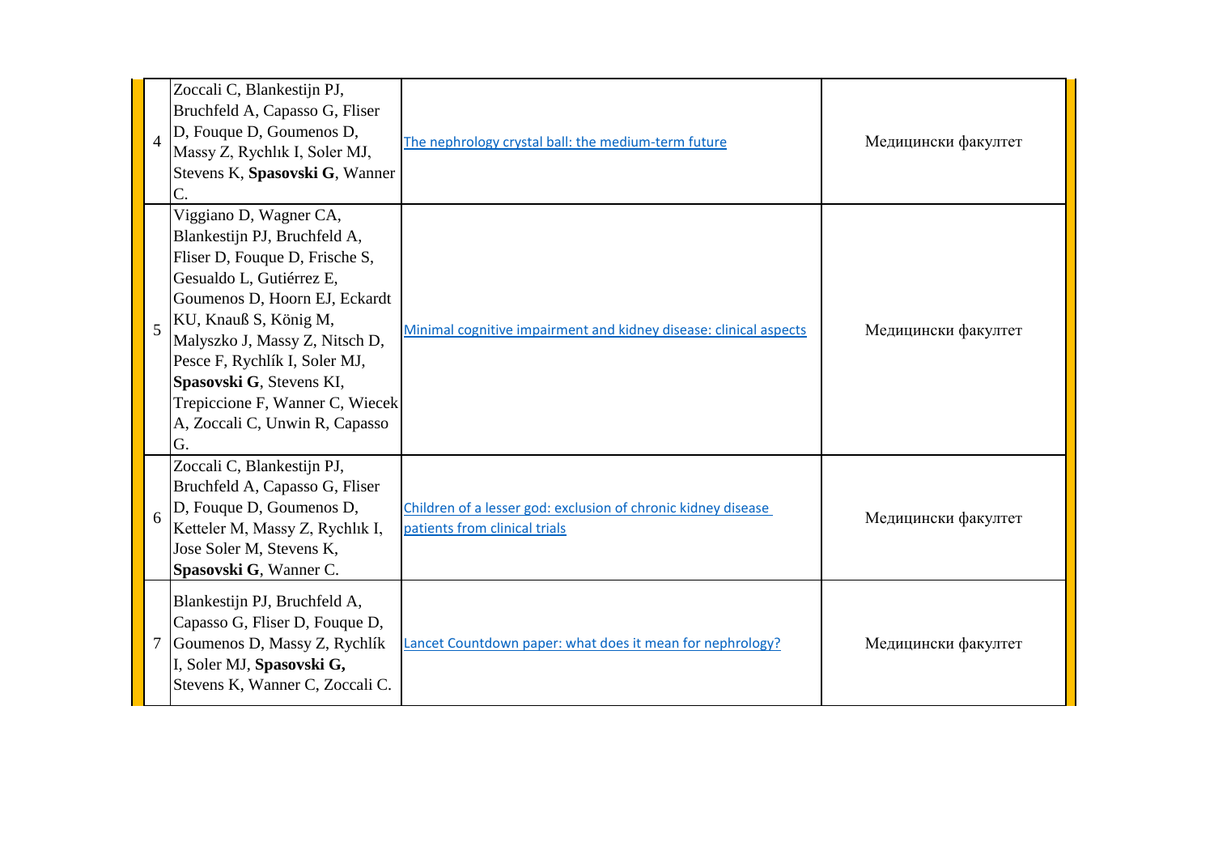| | | | |
|---|---|---|---|
| 4 | Zoccali C, Blankestijn PJ, Bruchfeld A, Capasso G, Fliser D, Fouque D, Goumenos D, Massy Z, Rychlık I, Soler MJ, Stevens K, **Spasovski G**, Wanner C. | The nephrology crystal ball: the medium-term future | Медицински факултет |
| 5 | Viggiano D, Wagner CA, Blankestijn PJ, Bruchfeld A, Fliser D, Fouque D, Frische S, Gesualdo L, Gutiérrez E, Goumenos D, Hoorn EJ, Eckardt KU, Knauß S, König M, Malyszko J, Massy Z, Nitsch D, Pesce F, Rychlík I, Soler MJ, **Spasovski G**, Stevens KI, Trepiccione F, Wanner C, Wiecek A, Zoccali C, Unwin R, Capasso G. | Minimal cognitive impairment and kidney disease: clinical aspects | Медицински факултет |
| 6 | Zoccali C, Blankestijn PJ, Bruchfeld A, Capasso G, Fliser D, Fouque D, Goumenos D, Ketteler M, Massy Z, Rychlık I, Jose Soler M, Stevens K, **Spasovski G**, Wanner C. | Children of a lesser god: exclusion of chronic kidney disease patients from clinical trials | Медицински факултет |
| 7 | Blankestijn PJ, Bruchfeld A, Capasso G, Fliser D, Fouque D, Goumenos D, Massy Z, Rychlík I, Soler MJ, **Spasovski G,** Stevens K, Wanner C, Zoccali C. | Lancet Countdown paper: what does it mean for nephrology? | Медицински факултет |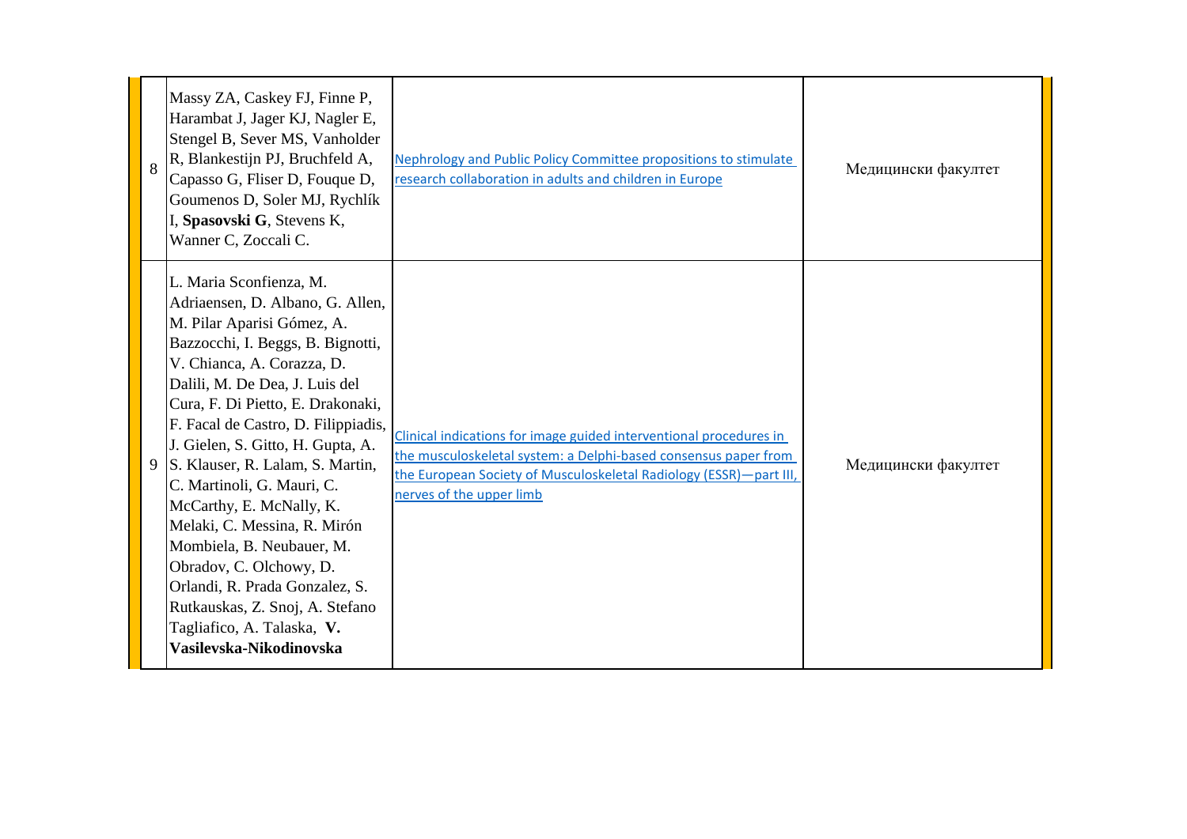| | | | |
|---|---|---|---|
| 8 | Massy ZA, Caskey FJ, Finne P, Harambat J, Jager KJ, Nagler E, Stengel B, Sever MS, Vanholder R, Blankestijn PJ, Bruchfeld A, Capasso G, Fliser D, Fouque D, Goumenos D, Soler MJ, Rychlík I, **Spasovski G**, Stevens K, Wanner C, Zoccali C. | Nephrology and Public Policy Committee propositions to stimulate research collaboration in adults and children in Europe | Медицински факултет |
| 9 | L. Maria Sconfienza, M. Adriaensen, D. Albano, G. Allen, M. Pilar Aparisi Gómez, A. Bazzocchi, I. Beggs, B. Bignotti, V. Chianca, A. Corazza, D. Dalili, M. De Dea, J. Luis del Cura, F. Di Pietto, E. Drakonaki, F. Facal de Castro, D. Filippiadis, J. Gielen, S. Gitto, H. Gupta, A. S. Klauser, R. Lalam, S. Martin, C. Martinoli, G. Mauri, C. McCarthy, E. McNally, K. Melaki, C. Messina, R. Mirón Mombiela, B. Neubauer, M. Obradov, C. Olchowy, D. Orlandi, R. Prada Gonzalez, S. Rutkauskas, Z. Snoj, A. Stefano Tagliafico, A. Talaska, **V. Vasilevska-Nikodinovska** | Clinical indications for image guided interventional procedures in the musculoskeletal system: a Delphi-based consensus paper from the European Society of Musculoskeletal Radiology (ESSR)—part III, nerves of the upper limb | Медицински факултет |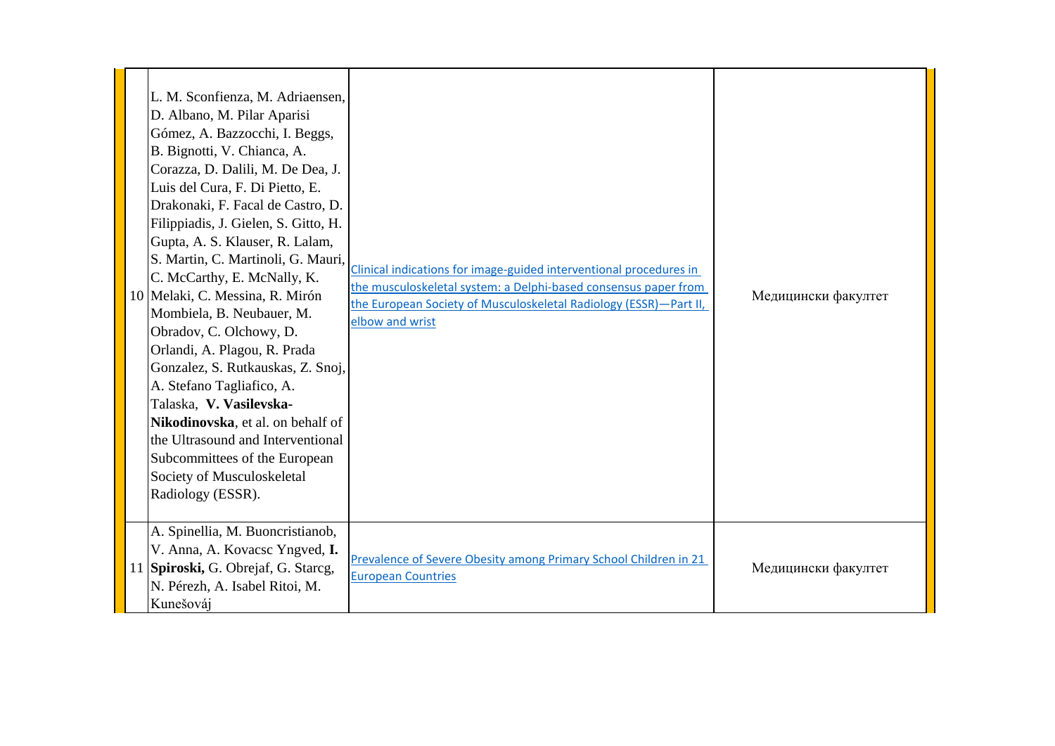| | | | |
|---|---|---|---|
| 10 | L. M. Sconfienza, M. Adriaensen, D. Albano, M. Pilar Aparisi Gómez, A. Bazzocchi, I. Beggs, B. Bignotti, V. Chianca, A. Corazza, D. Dalili, M. De Dea, J. Luis del Cura, F. Di Pietto, E. Drakonaki, F. Facal de Castro, D. Filippiadis, J. Gielen, S. Gitto, H. Gupta, A. S. Klauser, R. Lalam, S. Martin, C. Martinoli, G. Mauri, C. McCarthy, E. McNally, K. Melaki, C. Messina, R. Mirón Mombiela, B. Neubauer, M. Obradov, C. Olchowy, D. Orlandi, A. Plagou, R. Prada Gonzalez, S. Rutkauskas, Z. Snoj, A. Stefano Tagliafico, A. Talaska, **V. Vasilevska-Nikodinovska**, et al. on behalf of the Ultrasound and Interventional Subcommittees of the European Society of Musculoskeletal Radiology (ESSR). | Clinical indications for image-guided interventional procedures in the musculoskeletal system: a Delphi-based consensus paper from the European Society of Musculoskeletal Radiology (ESSR)—Part II, elbow and wrist | Медицински факултет |
| 11 | A. Spinellia, M. Buoncristianob, V. Anna, A. Kovacsc Yngved, **I. Spiroski,** G. Obrejaf, G. Starcg, N. Pérezh, A. Isabel Ritoi, M. Kunešovái | Prevalence of Severe Obesity among Primary School Children in 21 European Countries | Медицински факултет |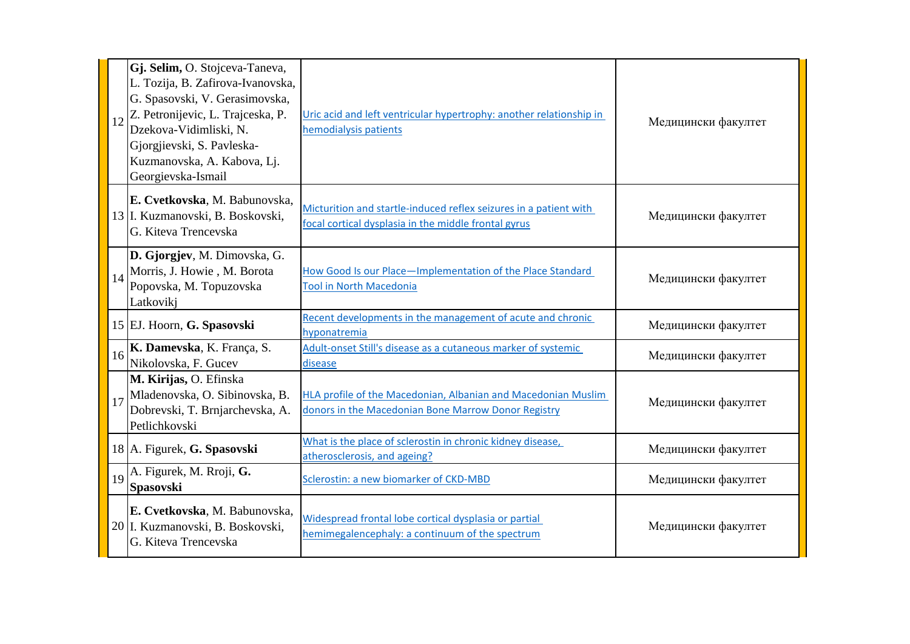| | | | |
|---|---|---|---|
| 12 | **Gj. Selim,** O. Stojceva-Taneva, L. Tozija, B. Zafirova-Ivanovska, G. Spasovski, V. Gerasimovska, Z. Petronijevic, L. Trajceska, P. Dzekova-Vidimliski, N. Gjorgjievski, S. Pavleska-Kuzmanovska, A. Kabova, Lj. Georgievska-Ismail | Uric acid and left ventricular hypertrophy: another relationship in hemodialysis patients | Медицински факултет |
| 13 | **E. Cvetkovska**, M. Babunovska, I. Kuzmanovski, B. Boskovski, G. Kiteva Trencevska | Micturition and startle-induced reflex seizures in a patient with focal cortical dysplasia in the middle frontal gyrus | Медицински факултет |
| 14 | **D. Gjorgjev**, M. Dimovska, G. Morris, J. Howie , M. Borota Popovska, M. Topuzovska Latkovikj | How Good Is our Place—Implementation of the Place Standard Tool in North Macedonia | Медицински факултет |
| 15 | EJ. Hoorn, **G. Spasovski** | Recent developments in the management of acute and chronic hyponatremia | Медицински факултет |
| 16 | **K. Damevska**, K. França, S. Nikolovska, F. Gucev | Adult-onset Still's disease as a cutaneous marker of systemic disease | Медицински факултет |
| 17 | **M. Kirijas,** O. Efinska Mladenovska, O. Sibinovska, B. Dobrevski, T. Brnjarchevska, A. Petlichkovski | HLA profile of the Macedonian, Albanian and Macedonian Muslim donors in the Macedonian Bone Marrow Donor Registry | Медицински факултет |
| 18 | A. Figurek, **G. Spasovski** | What is the place of sclerostin in chronic kidney disease, atherosclerosis, and ageing? | Медицински факултет |
| 19 | A. Figurek, M. Rroji, **G. Spasovski** | Sclerostin: a new biomarker of CKD-MBD | Медицински факултет |
| 20 | **E. Cvetkovska**, M. Babunovska, I. Kuzmanovski, B. Boskovski, G. Kiteva Trencevska | Widespread frontal lobe cortical dysplasia or partial hemimegalencephaly: a continuum of the spectrum | Медицински факултет |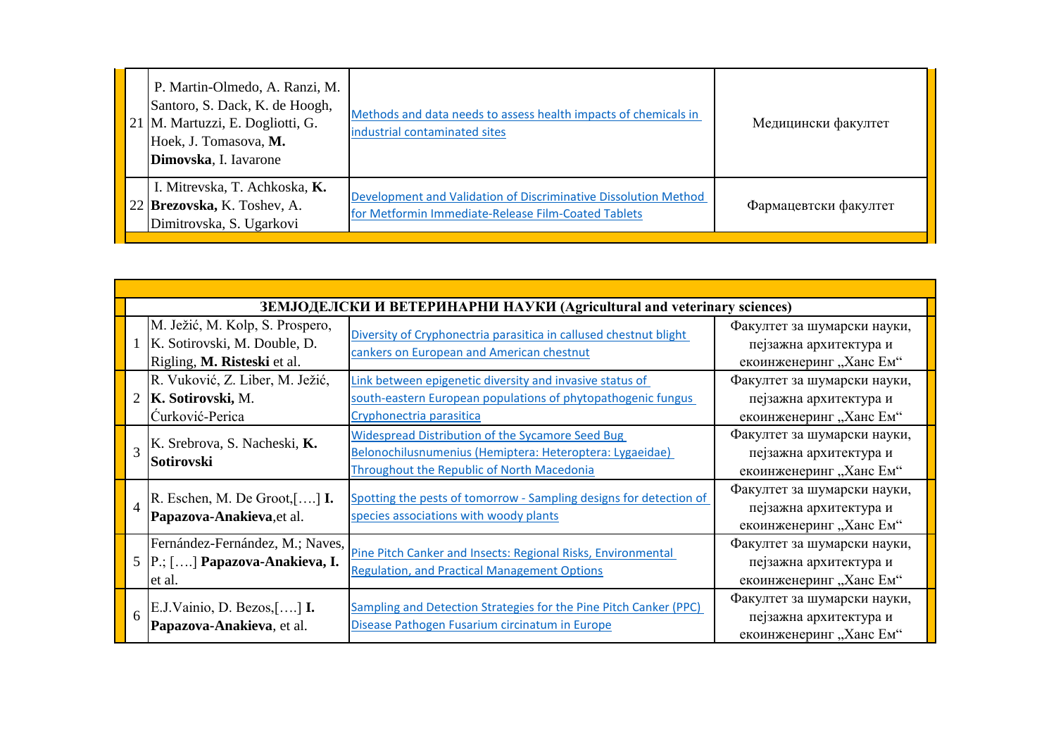| | | | |
|---|---|---|---|
| 21 | P. Martin-Olmedo, A. Ranzi, M. Santoro, S. Dack, K. de Hoogh, M. Martuzzi, E. Dogliotti, G. Hoek, J. Tomasova, **M. Dimovska**, I. Iavarone | Methods and data needs to assess health impacts of chemicals in industrial contaminated sites | Медицински факултет |
| 22 | I. Mitrevska, T. Achkoska, **K. Brezovska,** K. Toshev, A. Dimitrovska, S. Ugarkovi | Development and Validation of Discriminative Dissolution Method for Metformin Immediate-Release Film-Coated Tablets | Фармацевтски факултет |

| | | | |
|---|---|---|---|
| **ЗЕМЈОДЕЛСКИ И ВЕТЕРИНАРНИ НАУКИ (Agricultural and veterinary sciences)** | | | |
| 1 | M. Ježić, M. Kolp, S. Prospero, K. Sotirovski, M. Double, D. Rigling, **M. Risteski** et al. | Diversity of Cryphonectria parasitica in callused chestnut blight cankers on European and American chestnut | Факултет за шумарски науки, пејзажна архитектура и екоинженеринг „Ханс Ем“ |
| 2 | R. Vuković, Z. Liber, M. Ježić, **K. Sotirovski,** M. Ćurković-Perica | Link between epigenetic diversity and invasive status of south-eastern European populations of phytopathogenic fungus Cryphonectria parasitica | Факултет за шумарски науки, пејзажна архитектура и екоинженеринг „Ханс Ем“ |
| 3 | K. Srebrova, S. Nacheski, **K. Sotirovski** | Widespread Distribution of the Sycamore Seed Bug Belonochilusnumenius (Hemiptera: Heteroptera: Lygaeidae) Throughout the Republic of North Macedonia | Факултет за шумарски науки, пејзажна архитектура и екоинженеринг „Ханс Ем“ |
| 4 | R. Eschen, M. De Groot,[….] **I. Papazova-Anakieva**,et al. | Spotting the pests of tomorrow - Sampling designs for detection of species associations with woody plants | Факултет за шумарски науки, пејзажна архитектура и екоинженеринг „Ханс Ем“ |
| 5 | Fernández-Fernández, M.; Naves, P.; [….] **Papazova-Anakieva, I.** et al. | Pine Pitch Canker and Insects: Regional Risks, Environmental Regulation, and Practical Management Options | Факултет за шумарски науки, пејзажна архитектура и екоинженеринг „Ханс Ем“ |
| 6 | E.J.Vainio, D. Bezos,[….] **I. Papazova-Anakieva**, et al. | Sampling and Detection Strategies for the Pine Pitch Canker (PPC) Disease Pathogen Fusarium circinatum in Europe | Факултет за шумарски науки, пејзажна архитектура и екоинженеринг „Ханс Ем“ |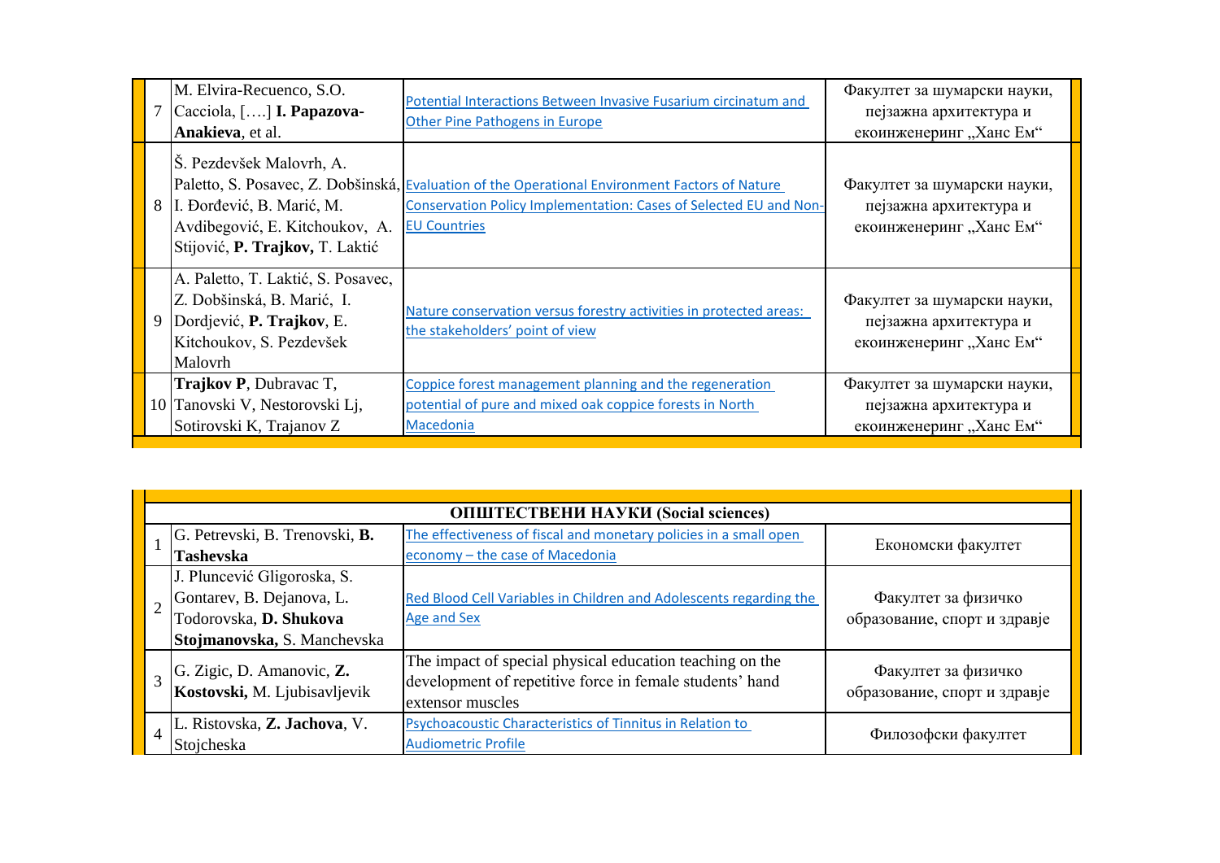| | | | |
|---|---|---|---|
| 7 | M. Elvira-Recuenco, S.O. Cacciola, [….] **I. Papazova-Anakieva**, et al. | Potential Interactions Between Invasive Fusarium circinatum and Other Pine Pathogens in Europe | Факултет за шумарски науки, пејзажна архитектура и екоинженеринг „Ханс Ем“ |
| 8 | Š. Pezdevšek Malovrh, A. Paletto, S. Posavec, Z. Dobšinská, I. Đorđević, B. Marić, M. Avdibegović, E. Kitchoukov, A. Stijović, **P. Trajkov,** T. Laktić | Evaluation of the Operational Environment Factors of Nature Conservation Policy Implementation: Cases of Selected EU and Non-EU Countries | Факултет за шумарски науки, пејзажна архитектура и екоинженеринг „Ханс Ем“ |
| 9 | A. Paletto, T. Laktić, S. Posavec, Z. Dobšinská, B. Marić, I. Dordjević, **P. Trajkov**, E. Kitchoukov, S. Pezdevšek Malovrh | Nature conservation versus forestry activities in protected areas: the stakeholders' point of view | Факултет за шумарски науки, пејзажна архитектура и екоинженеринг „Ханс Ем“ |
| 10 | **Trajkov P**, Dubravac T, Tanovski V, Nestorovski Lj, Sotirovski K, Trajanov Z | Coppice forest management planning and the regeneration potential of pure and mixed oak coppice forests in North Macedonia | Факултет за шумарски науки, пејзажна архитектура и екоинженеринг „Ханс Ем“ |

| | | | |
|---|---|---|---|
| **ОПШТЕСТВЕНИ НАУКИ (Social sciences)** | | | |
| 1 | G. Petrevski, B. Trenovski, **B. Tashevska** | The effectiveness of fiscal and monetary policies in a small open economy – the case of Macedonia | Економски факултет |
| 2 | J. Pluncević Gligoroska, S. Gontarev, B. Dejanova, L. Todorovska, **D. Shukova Stojmanovska,** S. Manchevska | Red Blood Cell Variables in Children and Adolescents regarding the Age and Sex | Факултет за физичко образование, спорт и здравје |
| 3 | G. Zigic, D. Amanovic, **Z. Kostovski,** M. Ljubisavljevik | The impact of special physical education teaching on the development of repetitive force in female students' hand extensor muscles | Факултет за физичко образование, спорт и здравје |
| 4 | L. Ristovska, **Z. Jachova**, V. Stojcheska | Psychoacoustic Characteristics of Tinnitus in Relation to Audiometric Profile | Филозофски факултет |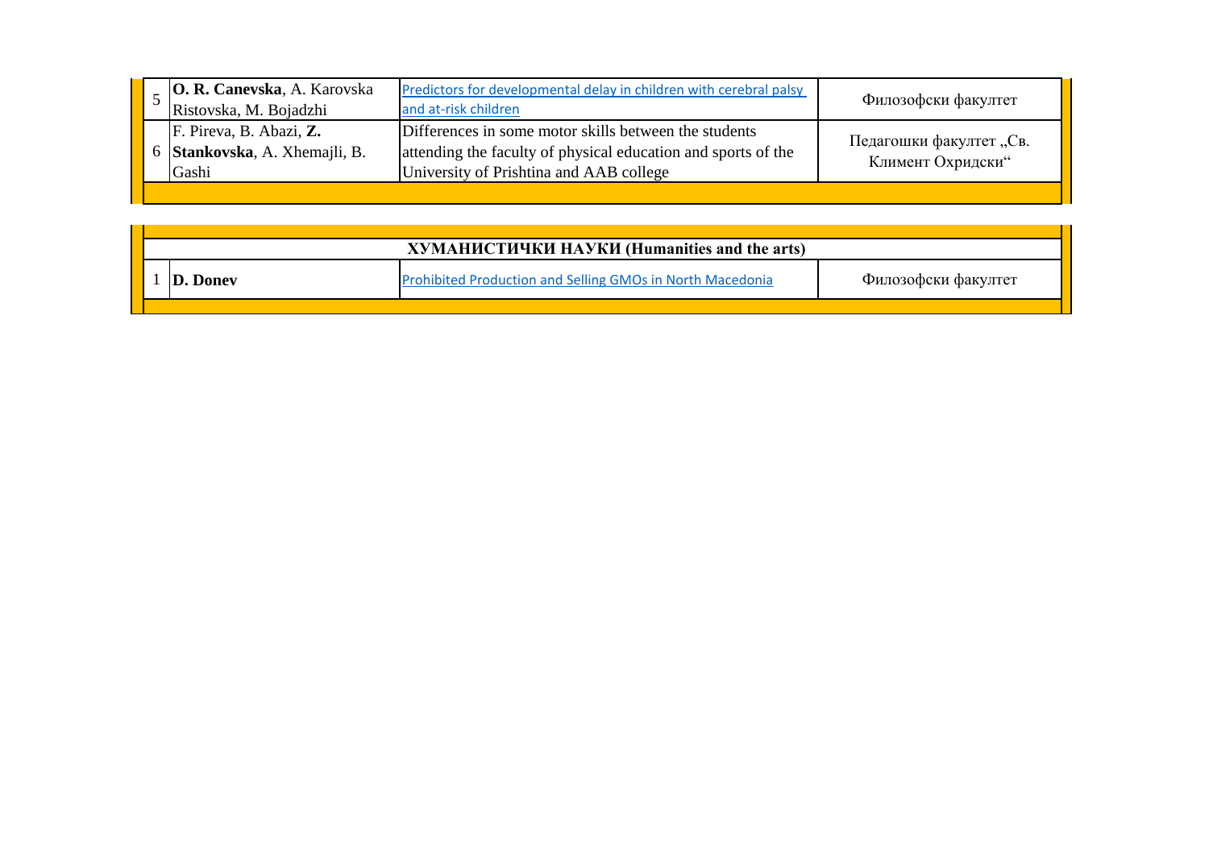| | | | |
|---|---|---|---|
| 5 | **O. R. Canevska**, A. Karovska Ristovska, M. Bojadzhi | Predictors for developmental delay in children with cerebral palsy and at-risk children | Филозофски факултет |
| 6 | F. Pireva, B. Abazi, **Z. Stankovska**, A. Xhemajli, B. Gashi | Differences in some motor skills between the students attending the faculty of physical education and sports of the University of Prishtina and AAB college | Педагошки факултет „Св. Климент Охридски“ |

| | | | |
|---|---|---|---|
| | | **ХУМАНИСТИЧКИ НАУКИ (Humanities and the arts)** | |
| 1 | **D. Donev** | Prohibited Production and Selling GMOs in North Macedonia | Филозофски факултет |